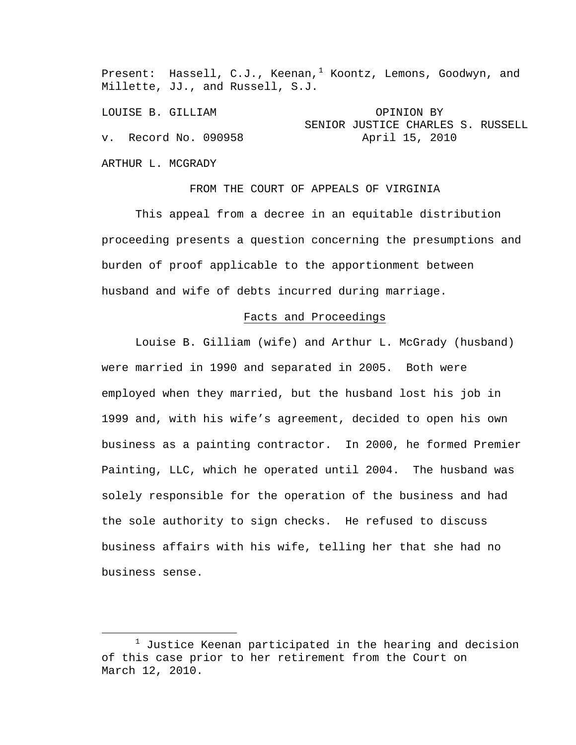Present: Hassell, C.J., Keenan,[1] Koontz, Lemons, Goodwyn, and Millette, JJ., and Russell, S.J.

LOUISE B. GILLIAM

v. Record No. 090958

OPINION BY SENIOR JUSTICE CHARLES S. RUSSELL
April 15, 2010

ARTHUR L. MCGRADY

FROM THE COURT OF APPEALS OF VIRGINIA

This appeal from a decree in an equitable distribution proceeding presents a question concerning the presumptions and burden of proof applicable to the apportionment between husband and wife of debts incurred during marriage.

<u>Facts and Proceedings</u>

Louise B. Gilliam (wife) and Arthur L. McGrady (husband) were married in 1990 and separated in 2005. Both were employed when they married, but the husband lost his job in 1999 and, with his wife's agreement, decided to open his own business as a painting contractor. In 2000, he formed Premier Painting, LLC, which he operated until 2004. The husband was solely responsible for the operation of the business and had the sole authority to sign checks. He refused to discuss business affairs with his wife, telling her that she had no business sense.

[1] Justice Keenan participated in the hearing and decision of this case prior to her retirement from the Court on March 12, 2010.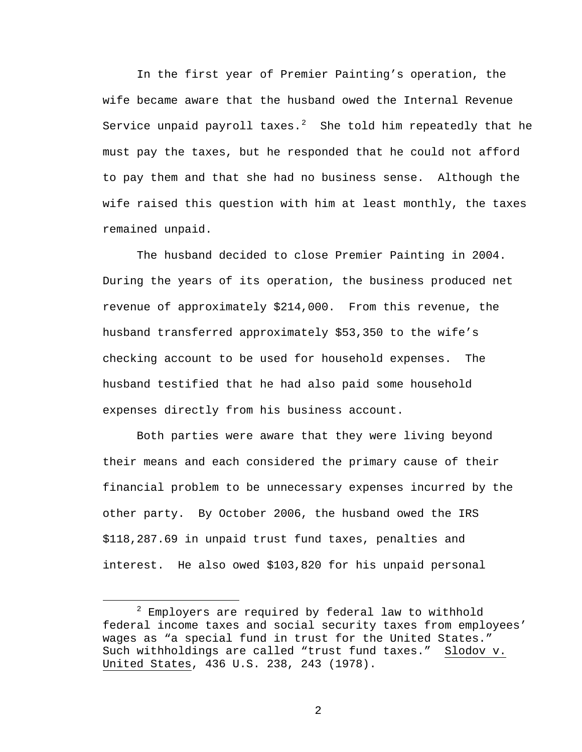In the first year of Premier Painting's operation, the wife became aware that the husband owed the Internal Revenue Service unpaid payroll taxes.[2] She told him repeatedly that he must pay the taxes, but he responded that he could not afford to pay them and that she had no business sense. Although the wife raised this question with him at least monthly, the taxes remained unpaid.

The husband decided to close Premier Painting in 2004. During the years of its operation, the business produced net revenue of approximately $214,000. From this revenue, the husband transferred approximately $53,350 to the wife's checking account to be used for household expenses. The husband testified that he had also paid some household expenses directly from his business account.

Both parties were aware that they were living beyond their means and each considered the primary cause of their financial problem to be unnecessary expenses incurred by the other party. By October 2006, the husband owed the IRS $118,287.69 in unpaid trust fund taxes, penalties and interest. He also owed $103,820 for his unpaid personal

---

[2] Employers are required by federal law to withhold federal income taxes and social security taxes from employees' wages as "a special fund in trust for the United States." Such withholdings are called "trust fund taxes." Slodov v. United States, 436 U.S. 238, 243 (1978).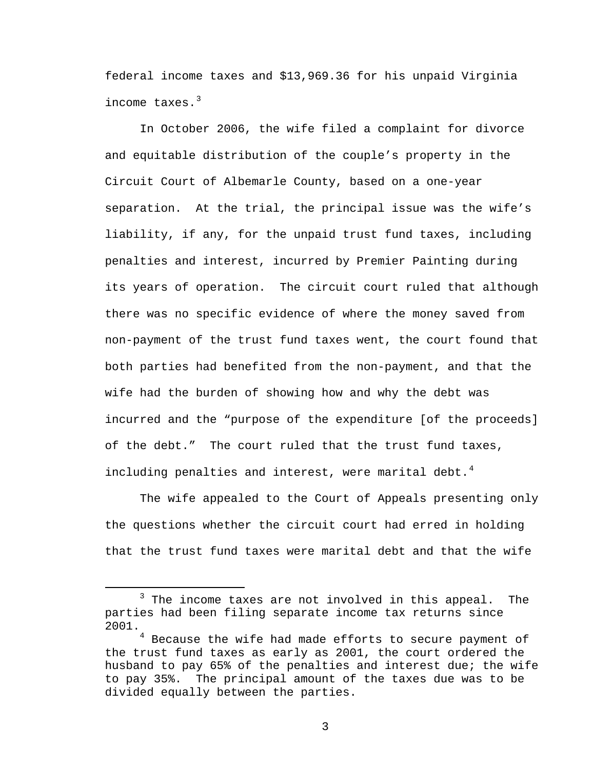federal income taxes and $13,969.36 for his unpaid Virginia income taxes.[3]

In October 2006, the wife filed a complaint for divorce and equitable distribution of the couple's property in the Circuit Court of Albemarle County, based on a one-year separation. At the trial, the principal issue was the wife's liability, if any, for the unpaid trust fund taxes, including penalties and interest, incurred by Premier Painting during its years of operation. The circuit court ruled that although there was no specific evidence of where the money saved from non-payment of the trust fund taxes went, the court found that both parties had benefited from the non-payment, and that the wife had the burden of showing how and why the debt was incurred and the "purpose of the expenditure [of the proceeds] of the debt." The court ruled that the trust fund taxes, including penalties and interest, were marital debt.[4]

The wife appealed to the Court of Appeals presenting only the questions whether the circuit court had erred in holding that the trust fund taxes were marital debt and that the wife

---

[3] The income taxes are not involved in this appeal. The parties had been filing separate income tax returns since 2001.

[4] Because the wife had made efforts to secure payment of the trust fund taxes as early as 2001, the court ordered the husband to pay 65% of the penalties and interest due; the wife to pay 35%. The principal amount of the taxes due was to be divided equally between the parties.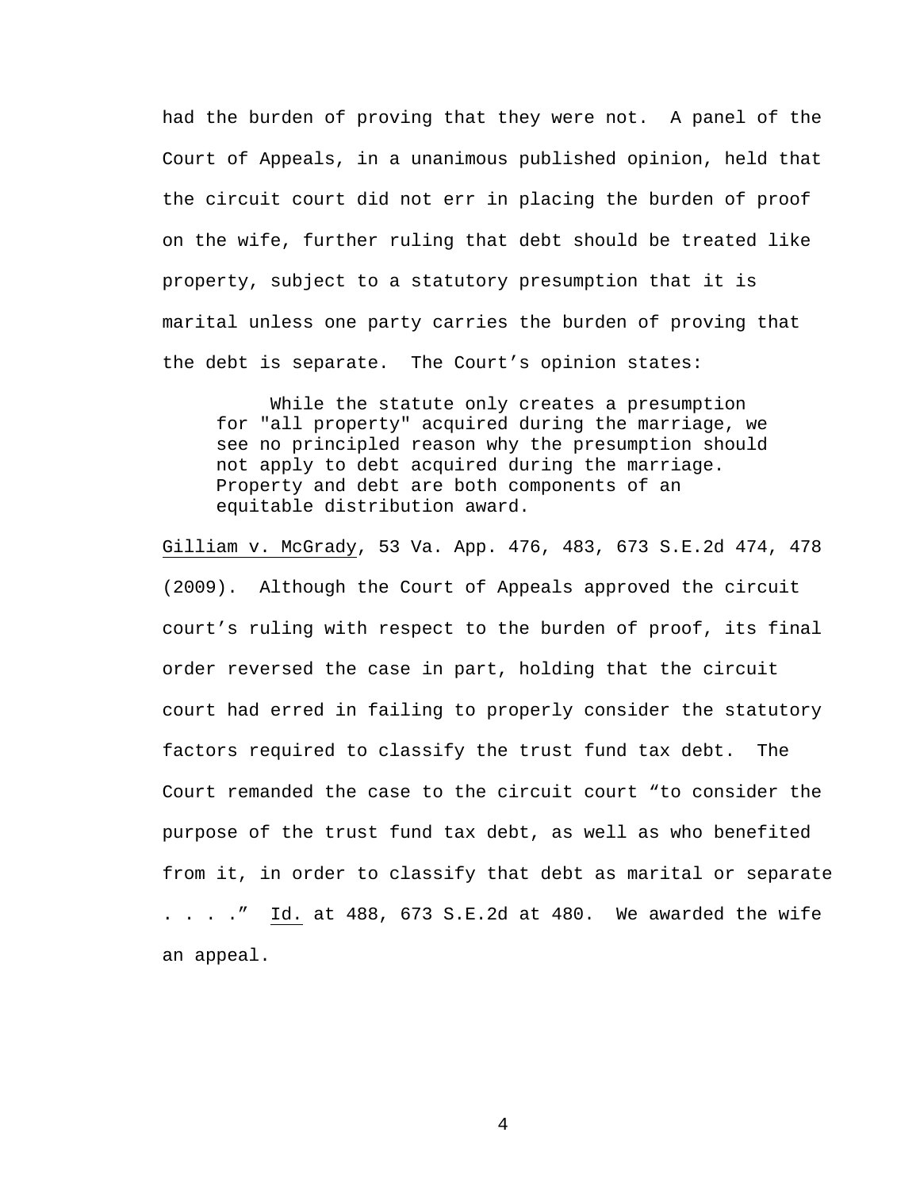had the burden of proving that they were not. A panel of the Court of Appeals, in a unanimous published opinion, held that the circuit court did not err in placing the burden of proof on the wife, further ruling that debt should be treated like property, subject to a statutory presumption that it is marital unless one party carries the burden of proving that the debt is separate. The Court's opinion states:

> While the statute only creates a presumption for "all property" acquired during the marriage, we see no principled reason why the presumption should not apply to debt acquired during the marriage. Property and debt are both components of an equitable distribution award.

<u>Gilliam v. McGrady</u>, 53 Va. App. 476, 483, 673 S.E.2d 474, 478 (2009). Although the Court of Appeals approved the circuit court's ruling with respect to the burden of proof, its final order reversed the case in part, holding that the circuit court had erred in failing to properly consider the statutory factors required to classify the trust fund tax debt. The Court remanded the case to the circuit court "to consider the purpose of the trust fund tax debt, as well as who benefited from it, in order to classify that debt as marital or separate . . . ." <u>Id.</u> at 488, 673 S.E.2d at 480. We awarded the wife an appeal.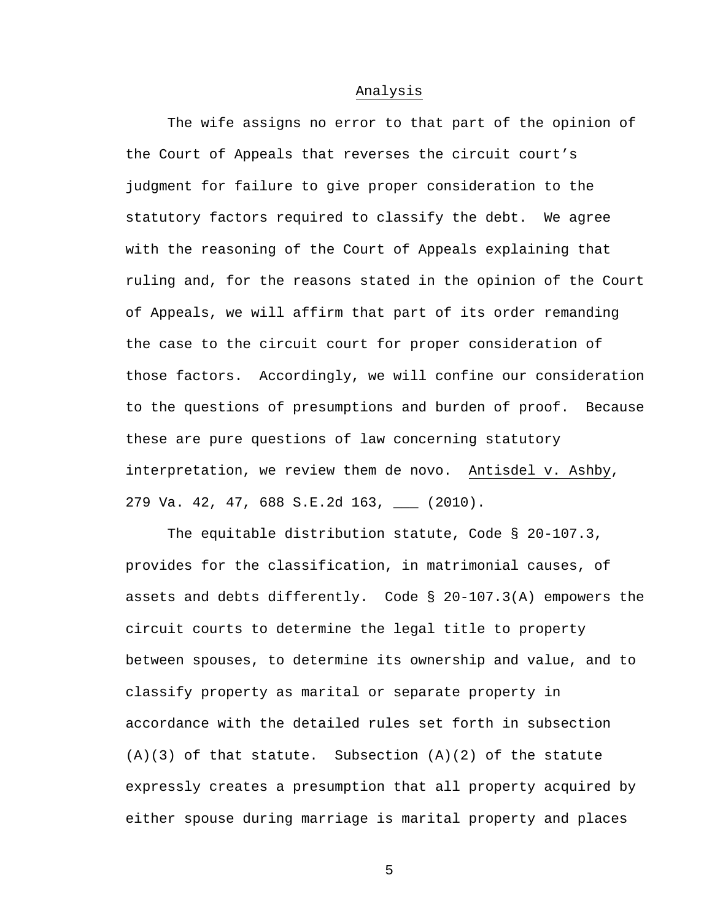## Analysis

The wife assigns no error to that part of the opinion of the Court of Appeals that reverses the circuit court's judgment for failure to give proper consideration to the statutory factors required to classify the debt. We agree with the reasoning of the Court of Appeals explaining that ruling and, for the reasons stated in the opinion of the Court of Appeals, we will affirm that part of its order remanding the case to the circuit court for proper consideration of those factors. Accordingly, we will confine our consideration to the questions of presumptions and burden of proof. Because these are pure questions of law concerning statutory interpretation, we review them de novo. Antisdel v. Ashby, 279 Va. 42, 47, 688 S.E.2d 163, ___ (2010).

The equitable distribution statute, Code § 20-107.3, provides for the classification, in matrimonial causes, of assets and debts differently. Code § 20-107.3(A) empowers the circuit courts to determine the legal title to property between spouses, to determine its ownership and value, and to classify property as marital or separate property in accordance with the detailed rules set forth in subsection (A)(3) of that statute. Subsection (A)(2) of the statute expressly creates a presumption that all property acquired by either spouse during marriage is marital property and places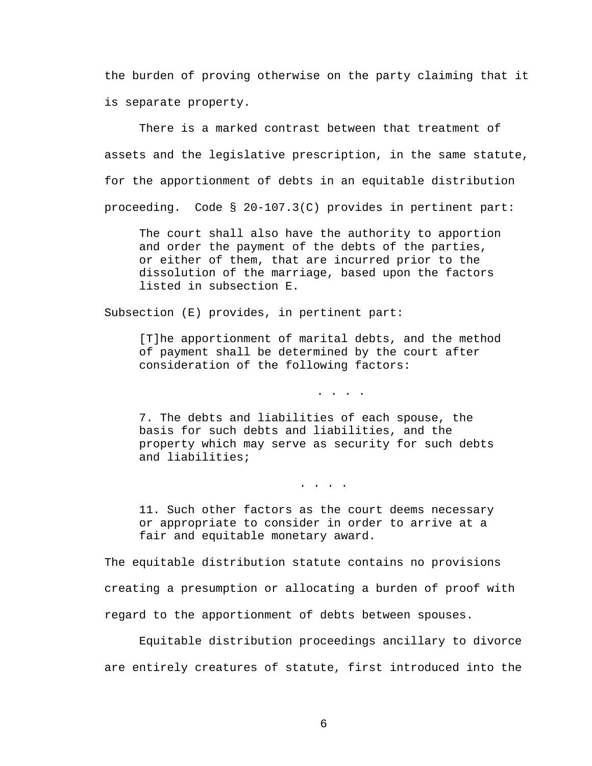the burden of proving otherwise on the party claiming that it is separate property.

There is a marked contrast between that treatment of assets and the legislative prescription, in the same statute, for the apportionment of debts in an equitable distribution proceeding. Code § 20-107.3(C) provides in pertinent part:

> The court shall also have the authority to apportion and order the payment of the debts of the parties, or either of them, that are incurred prior to the dissolution of the marriage, based upon the factors listed in subsection E.

Subsection (E) provides, in pertinent part:

> [T]he apportionment of marital debts, and the method of payment shall be determined by the court after consideration of the following factors:
>
> . . . .
>
> 7. The debts and liabilities of each spouse, the basis for such debts and liabilities, and the property which may serve as security for such debts and liabilities;
>
> . . . .
>
> 11. Such other factors as the court deems necessary or appropriate to consider in order to arrive at a fair and equitable monetary award.

The equitable distribution statute contains no provisions creating a presumption or allocating a burden of proof with regard to the apportionment of debts between spouses.

Equitable distribution proceedings ancillary to divorce are entirely creatures of statute, first introduced into the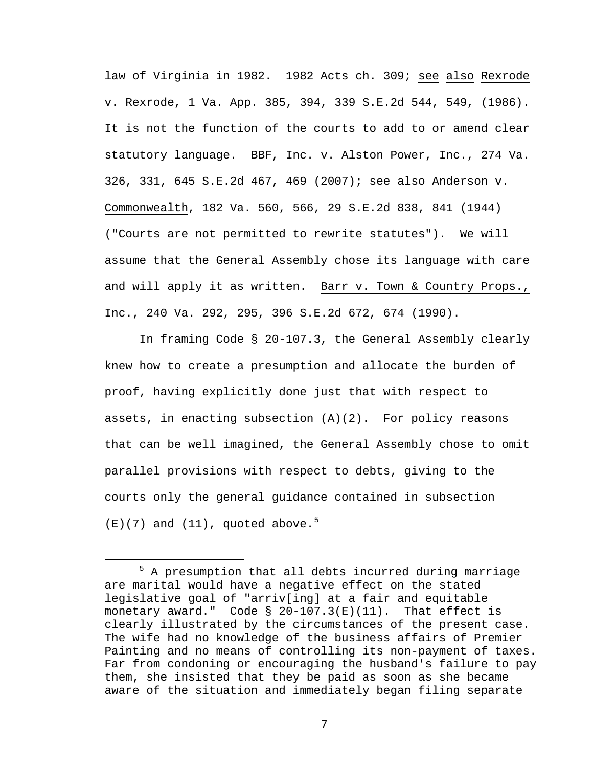law of Virginia in 1982. 1982 Acts ch. 309; see also Rexrode v. Rexrode, 1 Va. App. 385, 394, 339 S.E.2d 544, 549, (1986). It is not the function of the courts to add to or amend clear statutory language. BBF, Inc. v. Alston Power, Inc., 274 Va. 326, 331, 645 S.E.2d 467, 469 (2007); see also Anderson v. Commonwealth, 182 Va. 560, 566, 29 S.E.2d 838, 841 (1944) ("Courts are not permitted to rewrite statutes"). We will assume that the General Assembly chose its language with care and will apply it as written. Barr v. Town & Country Props., Inc., 240 Va. 292, 295, 396 S.E.2d 672, 674 (1990).

In framing Code § 20-107.3, the General Assembly clearly knew how to create a presumption and allocate the burden of proof, having explicitly done just that with respect to assets, in enacting subsection (A)(2). For policy reasons that can be well imagined, the General Assembly chose to omit parallel provisions with respect to debts, giving to the courts only the general guidance contained in subsection (E)(7) and (11), quoted above.[5]

---

[5] A presumption that all debts incurred during marriage are marital would have a negative effect on the stated legislative goal of "arriv[ing] at a fair and equitable monetary award." Code § 20-107.3(E)(11). That effect is clearly illustrated by the circumstances of the present case. The wife had no knowledge of the business affairs of Premier Painting and no means of controlling its non-payment of taxes. Far from condoning or encouraging the husband's failure to pay them, she insisted that they be paid as soon as she became aware of the situation and immediately began filing separate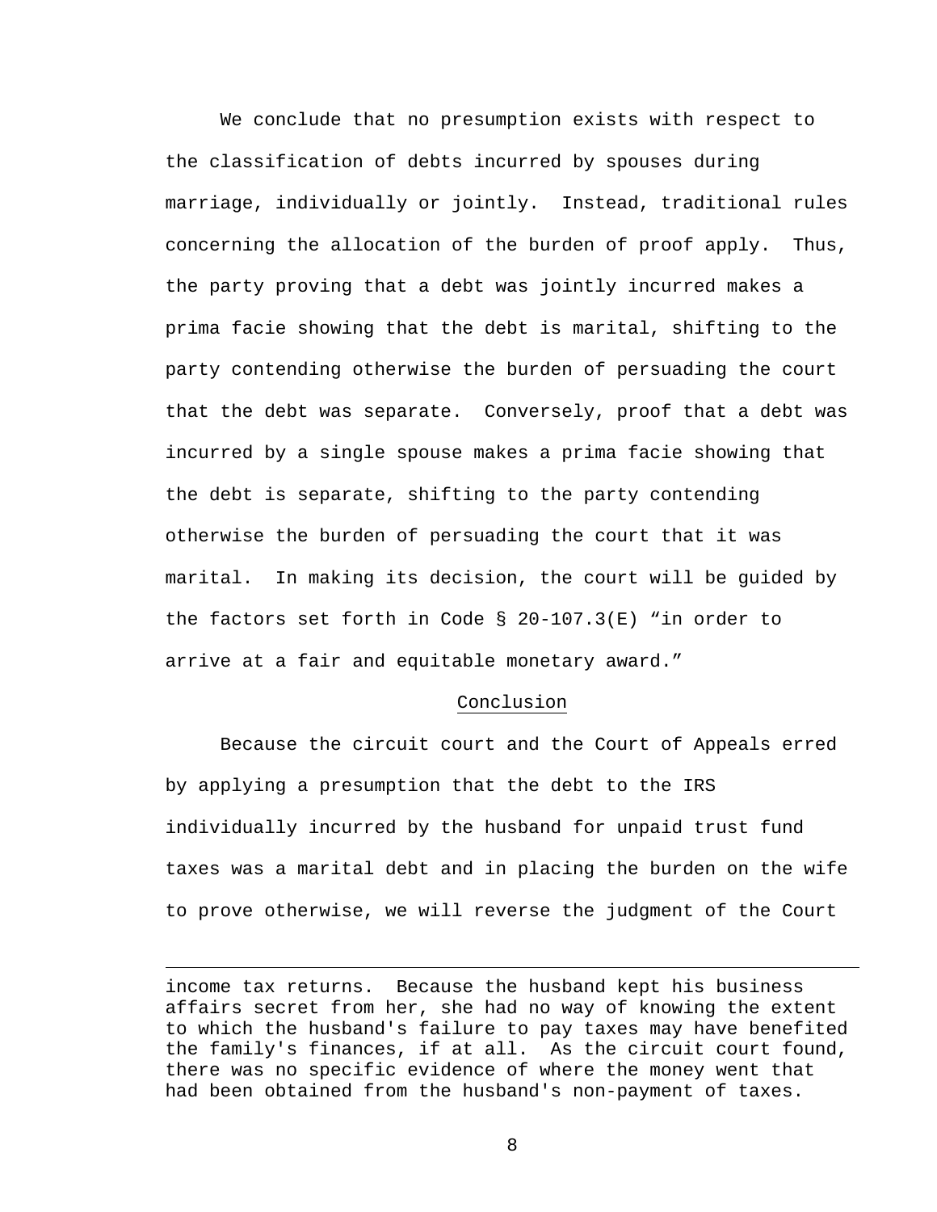We conclude that no presumption exists with respect to the classification of debts incurred by spouses during marriage, individually or jointly. Instead, traditional rules concerning the allocation of the burden of proof apply. Thus, the party proving that a debt was jointly incurred makes a prima facie showing that the debt is marital, shifting to the party contending otherwise the burden of persuading the court that the debt was separate. Conversely, proof that a debt was incurred by a single spouse makes a prima facie showing that the debt is separate, shifting to the party contending otherwise the burden of persuading the court that it was marital. In making its decision, the court will be guided by the factors set forth in Code § 20-107.3(E) "in order to arrive at a fair and equitable monetary award."

## Conclusion

Because the circuit court and the Court of Appeals erred by applying a presumption that the debt to the IRS individually incurred by the husband for unpaid trust fund taxes was a marital debt and in placing the burden on the wife to prove otherwise, we will reverse the judgment of the Court

---

income tax returns. Because the husband kept his business affairs secret from her, she had no way of knowing the extent to which the husband's failure to pay taxes may have benefited the family's finances, if at all. As the circuit court found, there was no specific evidence of where the money went that had been obtained from the husband's non-payment of taxes.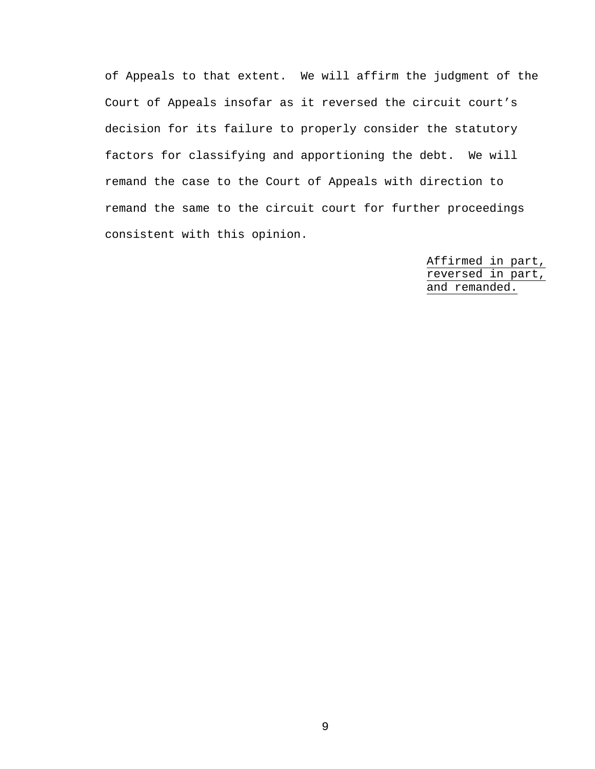of Appeals to that extent. We will affirm the judgment of the Court of Appeals insofar as it reversed the circuit court's decision for its failure to properly consider the statutory factors for classifying and apportioning the debt. We will remand the case to the Court of Appeals with direction to remand the same to the circuit court for further proceedings consistent with this opinion.

Affirmed in part,
reversed in part,
and remanded.